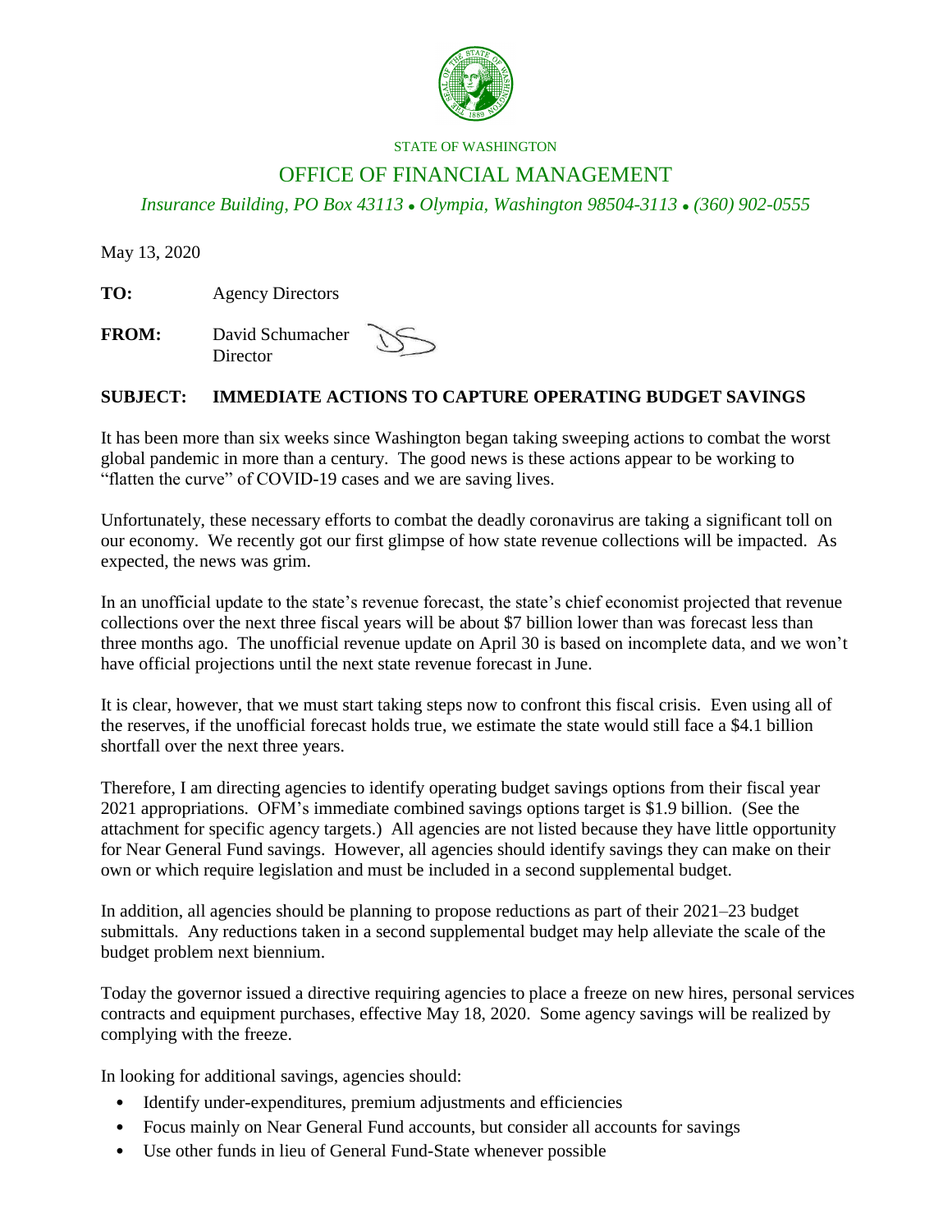STATE OF WASHINGTON

# OFFICE OF FINANCIAL MANAGEMENT

*Insurance Building, PO Box 43113 • Olympia, Washington 98504-3113 • (360) 902-0555*

May 13, 2020

**TO:** Agency Directors

**FROM:** David Schumacher
Director

**SUBJECT: IMMEDIATE ACTIONS TO CAPTURE OPERATING BUDGET SAVINGS**

It has been more than six weeks since Washington began taking sweeping actions to combat the worst global pandemic in more than a century. The good news is these actions appear to be working to "flatten the curve" of COVID-19 cases and we are saving lives.

Unfortunately, these necessary efforts to combat the deadly coronavirus are taking a significant toll on our economy. We recently got our first glimpse of how state revenue collections will be impacted. As expected, the news was grim.

In an unofficial update to the state's revenue forecast, the state's chief economist projected that revenue collections over the next three fiscal years will be about $7 billion lower than was forecast less than three months ago. The unofficial revenue update on April 30 is based on incomplete data, and we won't have official projections until the next state revenue forecast in June.

It is clear, however, that we must start taking steps now to confront this fiscal crisis. Even using all of the reserves, if the unofficial forecast holds true, we estimate the state would still face a $4.1 billion shortfall over the next three years.

Therefore, I am directing agencies to identify operating budget savings options from their fiscal year 2021 appropriations. OFM's immediate combined savings options target is $1.9 billion. (See the attachment for specific agency targets.) All agencies are not listed because they have little opportunity for Near General Fund savings. However, all agencies should identify savings they can make on their own or which require legislation and must be included in a second supplemental budget.

In addition, all agencies should be planning to propose reductions as part of their 2021–23 budget submittals. Any reductions taken in a second supplemental budget may help alleviate the scale of the budget problem next biennium.

Today the governor issued a directive requiring agencies to place a freeze on new hires, personal services contracts and equipment purchases, effective May 18, 2020. Some agency savings will be realized by complying with the freeze.

In looking for additional savings, agencies should:

- Identify under-expenditures, premium adjustments and efficiencies
- Focus mainly on Near General Fund accounts, but consider all accounts for savings
- Use other funds in lieu of General Fund-State whenever possible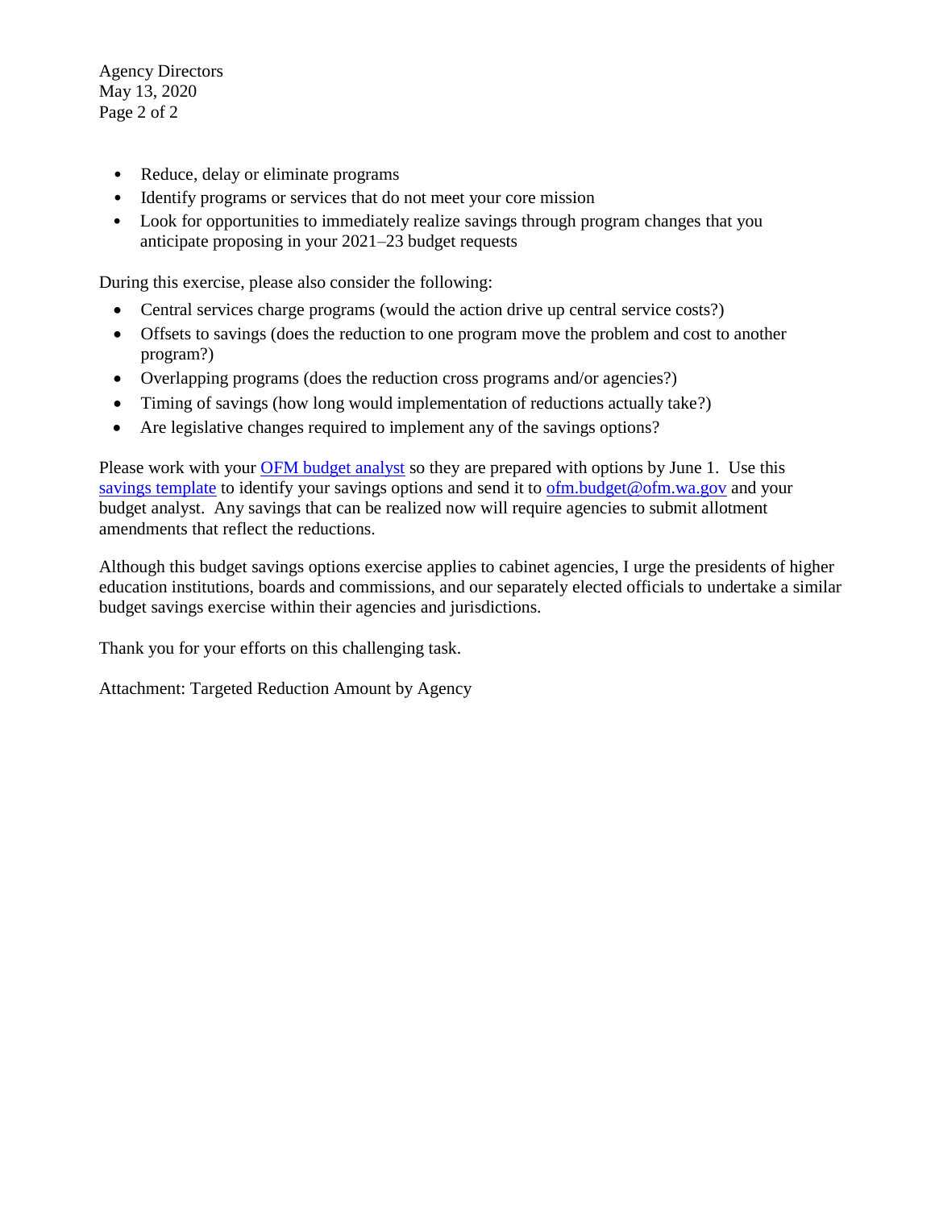- Reduce, delay or eliminate programs
- Identify programs or services that do not meet your core mission
- Look for opportunities to immediately realize savings through program changes that you anticipate proposing in your 2021–23 budget requests

During this exercise, please also consider the following:

- Central services charge programs (would the action drive up central service costs?)
- Offsets to savings (does the reduction to one program move the problem and cost to another program?)
- Overlapping programs (does the reduction cross programs and/or agencies?)
- Timing of savings (how long would implementation of reductions actually take?)
- Are legislative changes required to implement any of the savings options?

Please work with your OFM budget analyst so they are prepared with options by June 1. Use this savings template to identify your savings options and send it to ofm.budget@ofm.wa.gov and your budget analyst. Any savings that can be realized now will require agencies to submit allotment amendments that reflect the reductions.

Although this budget savings options exercise applies to cabinet agencies, I urge the presidents of higher education institutions, boards and commissions, and our separately elected officials to undertake a similar budget savings exercise within their agencies and jurisdictions.

Thank you for your efforts on this challenging task.

Attachment: Targeted Reduction Amount by Agency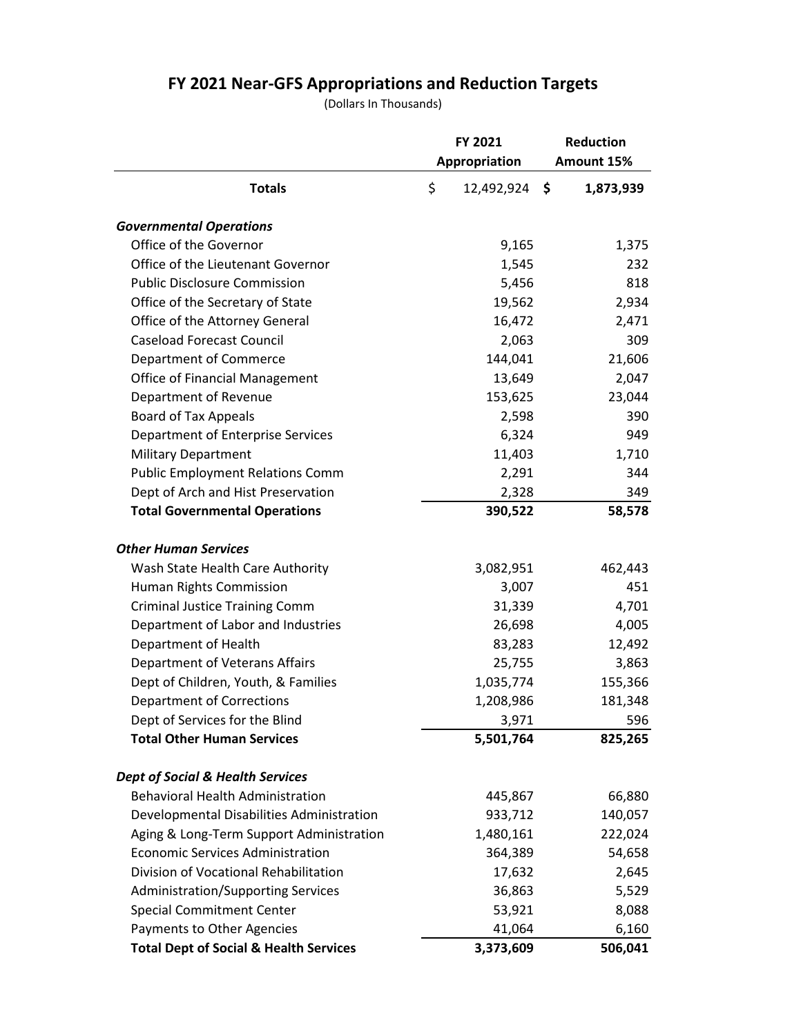# FY 2021 Near-GFS Appropriations and Reduction Targets

(Dollars In Thousands)

| | FY 2021 Appropriation | Reduction Amount 15% |
|---|---|---|
| **Totals** | $ 12,492,924 | **$ 1,873,939** |
| ***Governmental Operations*** | | |
| Office of the Governor | 9,165 | 1,375 |
| Office of the Lieutenant Governor | 1,545 | 232 |
| Public Disclosure Commission | 5,456 | 818 |
| Office of the Secretary of State | 19,562 | 2,934 |
| Office of the Attorney General | 16,472 | 2,471 |
| Caseload Forecast Council | 2,063 | 309 |
| Department of Commerce | 144,041 | 21,606 |
| Office of Financial Management | 13,649 | 2,047 |
| Department of Revenue | 153,625 | 23,044 |
| Board of Tax Appeals | 2,598 | 390 |
| Department of Enterprise Services | 6,324 | 949 |
| Military Department | 11,403 | 1,710 |
| Public Employment Relations Comm | 2,291 | 344 |
| Dept of Arch and Hist Preservation | 2,328 | 349 |
| **Total Governmental Operations** | **390,522** | **58,578** |
| ***Other Human Services*** | | |
| Wash State Health Care Authority | 3,082,951 | 462,443 |
| Human Rights Commission | 3,007 | 451 |
| Criminal Justice Training Comm | 31,339 | 4,701 |
| Department of Labor and Industries | 26,698 | 4,005 |
| Department of Health | 83,283 | 12,492 |
| Department of Veterans Affairs | 25,755 | 3,863 |
| Dept of Children, Youth, & Families | 1,035,774 | 155,366 |
| Department of Corrections | 1,208,986 | 181,348 |
| Dept of Services for the Blind | 3,971 | 596 |
| **Total Other Human Services** | **5,501,764** | **825,265** |
| ***Dept of Social & Health Services*** | | |
| Behavioral Health Administration | 445,867 | 66,880 |
| Developmental Disabilities Administration | 933,712 | 140,057 |
| Aging & Long-Term Support Administration | 1,480,161 | 222,024 |
| Economic Services Administration | 364,389 | 54,658 |
| Division of Vocational Rehabilitation | 17,632 | 2,645 |
| Administration/Supporting Services | 36,863 | 5,529 |
| Special Commitment Center | 53,921 | 8,088 |
| Payments to Other Agencies | 41,064 | 6,160 |
| **Total Dept of Social & Health Services** | **3,373,609** | **506,041** |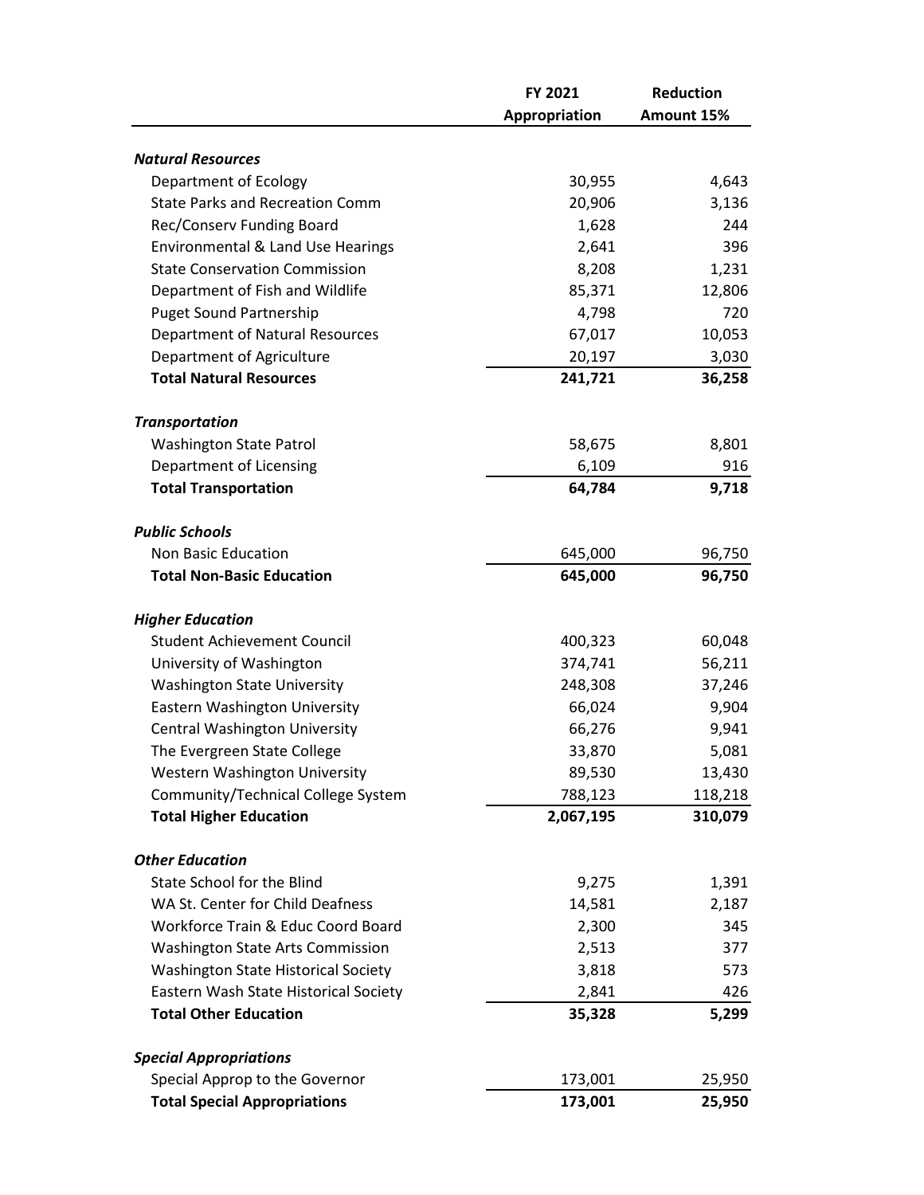| | FY 2021 Appropriation | Reduction Amount 15% |
|---|---|---|
| ***Natural Resources*** | | |
| Department of Ecology | 30,955 | 4,643 |
| State Parks and Recreation Comm | 20,906 | 3,136 |
| Rec/Conserv Funding Board | 1,628 | 244 |
| Environmental & Land Use Hearings | 2,641 | 396 |
| State Conservation Commission | 8,208 | 1,231 |
| Department of Fish and Wildlife | 85,371 | 12,806 |
| Puget Sound Partnership | 4,798 | 720 |
| Department of Natural Resources | 67,017 | 10,053 |
| Department of Agriculture | 20,197 | 3,030 |
| **Total Natural Resources** | **241,721** | **36,258** |
| ***Transportation*** | | |
| Washington State Patrol | 58,675 | 8,801 |
| Department of Licensing | 6,109 | 916 |
| **Total Transportation** | **64,784** | **9,718** |
| ***Public Schools*** | | |
| Non Basic Education | 645,000 | 96,750 |
| **Total Non-Basic Education** | **645,000** | **96,750** |
| ***Higher Education*** | | |
| Student Achievement Council | 400,323 | 60,048 |
| University of Washington | 374,741 | 56,211 |
| Washington State University | 248,308 | 37,246 |
| Eastern Washington University | 66,024 | 9,904 |
| Central Washington University | 66,276 | 9,941 |
| The Evergreen State College | 33,870 | 5,081 |
| Western Washington University | 89,530 | 13,430 |
| Community/Technical College System | 788,123 | 118,218 |
| **Total Higher Education** | **2,067,195** | **310,079** |
| ***Other Education*** | | |
| State School for the Blind | 9,275 | 1,391 |
| WA St. Center for Child Deafness | 14,581 | 2,187 |
| Workforce Train & Educ Coord Board | 2,300 | 345 |
| Washington State Arts Commission | 2,513 | 377 |
| Washington State Historical Society | 3,818 | 573 |
| Eastern Wash State Historical Society | 2,841 | 426 |
| **Total Other Education** | **35,328** | **5,299** |
| ***Special Appropriations*** | | |
| Special Approp to the Governor | 173,001 | 25,950 |
| **Total Special Appropriations** | **173,001** | **25,950** |